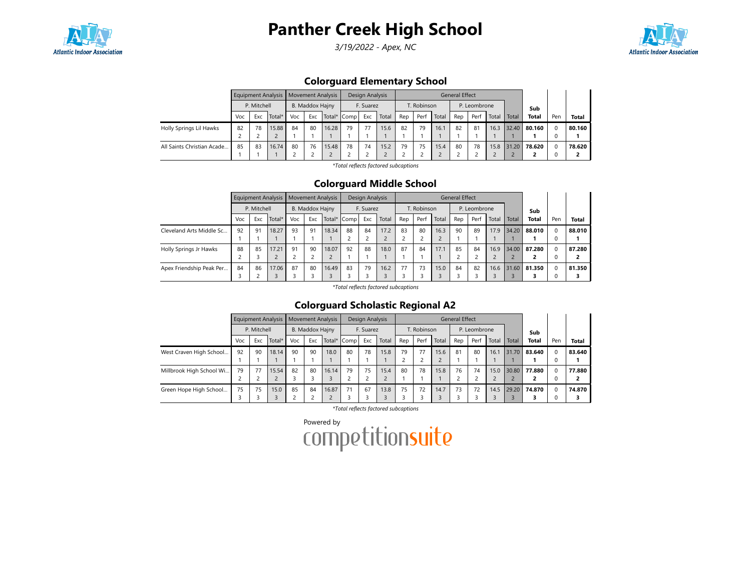# Panther Creek High School

*3/19/2022 - Apex, NC*

## Colorguard Elementary School

| | Equipment Analysis | | | Movement Analysis | | | Design Analysis | | | General Effect | | | | | | | Sub Total | Pen | Total |
|---|---|---|---|---|---|---|---|---|---|---|---|---|---|---|---|---|---|---|---|
| | P. Mitchell | | | B. Maddox Hajny | | | F. Suarez | | | T. Robinson | | | P. Leombrone | | | | | | |
| | Voc | Exc | Total* | Voc | Exc | Total* | Comp | Exc | Total | Rep | Perf | Total | Rep | Perf | Total | Total | | | |
| Holly Springs Lil Hawks | 82 2 | 78 2 | 15.88 2 | 84 1 | 80 1 | 16.28 1 | 79 1 | 77 1 | 15.6 1 | 82 1 | 79 1 | 16.1 1 | 82 1 | 81 1 | 16.3 1 | 32.40 1 | **80.160 1** | 0 0 | **80.160 1** |
| All Saints Christian Acade... | 85 1 | 83 1 | 16.74 1 | 80 2 | 76 2 | 15.48 2 | 78 2 | 74 2 | 15.2 2 | 79 2 | 75 2 | 15.4 2 | 80 2 | 78 2 | 15.8 2 | 31.20 2 | **78.620 2** | 0 0 | **78.620 2** |

*Total reflects factored subcaptions

## Colorguard Middle School

| | Equipment Analysis | | | Movement Analysis | | | Design Analysis | | | General Effect | | | | | | | Sub Total | Pen | Total |
|---|---|---|---|---|---|---|---|---|---|---|---|---|---|---|---|---|---|---|---|
| | P. Mitchell | | | B. Maddox Hajny | | | F. Suarez | | | T. Robinson | | | P. Leombrone | | | | | | |
| | Voc | Exc | Total* | Voc | Exc | Total* | Comp | Exc | Total | Rep | Perf | Total | Rep | Perf | Total | Total | | | |
| Cleveland Arts Middle Sc... | 92 1 | 91 1 | 18.27 1 | 93 1 | 91 1 | 18.34 1 | 88 2 | 84 2 | 17.2 2 | 83 2 | 80 2 | 16.3 2 | 90 1 | 89 1 | 17.9 1 | 34.20 1 | **88.010 1** | 0 0 | **88.010 1** |
| Holly Springs Jr Hawks | 88 2 | 85 3 | 17.21 2 | 91 2 | 90 2 | 18.07 2 | 92 1 | 88 1 | 18.0 1 | 87 1 | 84 1 | 17.1 1 | 85 2 | 84 2 | 16.9 2 | 34.00 2 | **87.280 2** | 0 0 | **87.280 2** |
| Apex Friendship Peak Per... | 84 3 | 86 2 | 17.06 3 | 87 3 | 80 3 | 16.49 3 | 83 3 | 79 3 | 16.2 3 | 77 3 | 73 3 | 15.0 3 | 84 3 | 82 3 | 16.6 3 | 31.60 3 | **81.350 3** | 0 0 | **81.350 3** |

*Total reflects factored subcaptions

## Colorguard Scholastic Regional A2

| | Equipment Analysis | | | Movement Analysis | | | Design Analysis | | | General Effect | | | | | | | Sub Total | Pen | Total |
|---|---|---|---|---|---|---|---|---|---|---|---|---|---|---|---|---|---|---|---|
| | P. Mitchell | | | B. Maddox Hajny | | | F. Suarez | | | T. Robinson | | | P. Leombrone | | | | | | |
| | Voc | Exc | Total* | Voc | Exc | Total* | Comp | Exc | Total | Rep | Perf | Total | Rep | Perf | Total | Total | | | |
| West Craven High School... | 92 1 | 90 1 | 18.14 1 | 90 1 | 90 1 | 18.0 1 | 80 1 | 78 1 | 15.8 1 | 79 2 | 77 2 | 15.6 2 | 81 1 | 80 1 | 16.1 1 | 31.70 1 | **83.640 1** | 0 0 | **83.640 1** |
| Millbrook High School Wi... | 79 2 | 77 2 | 15.54 2 | 82 3 | 80 3 | 16.14 3 | 79 2 | 75 2 | 15.4 2 | 80 1 | 78 1 | 15.8 1 | 76 2 | 74 2 | 15.0 2 | 30.80 2 | **77.880 2** | 0 0 | **77.880 2** |
| Green Hope High School... | 75 3 | 75 3 | 15.0 3 | 85 2 | 84 2 | 16.87 2 | 71 3 | 67 3 | 13.8 3 | 75 3 | 72 3 | 14.7 3 | 73 3 | 72 3 | 14.5 3 | 29.20 3 | **74.870 3** | 0 0 | **74.870 3** |

*Total reflects factored subcaptions

Powered by competitionsuite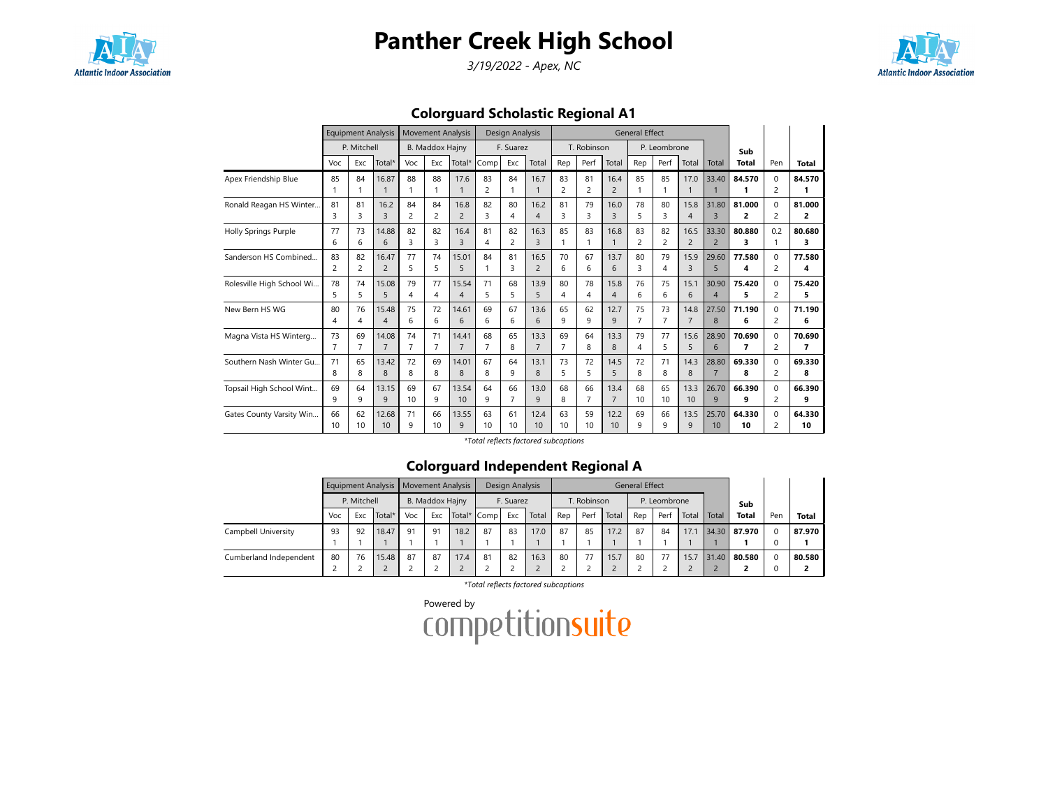# Panther Creek High School

*3/19/2022 - Apex, NC*

## Colorguard Scholastic Regional A1

| | Equipment Analysis | | | Movement Analysis | | | Design Analysis | | | General Effect | | | | | | | Sub | | |
|---|---|---|---|---|---|---|---|---|---|---|---|---|---|---|---|---|---|---|---|
| | P. Mitchell | | | B. Maddox Hajny | | | F. Suarez | | | T. Robinson | | | P. Leombrone | | | | | | |
| | Voc | Exc | Total* | Voc | Exc | Total* | Comp | Exc | Total | Rep | Perf | Total | Rep | Perf | Total | Total | Total | Pen | Total |
| Apex Friendship Blue | 85 1 | 84 1 | 16.87 1 | 88 1 | 88 1 | 17.6 1 | 83 2 | 84 1 | 16.7 1 | 83 2 | 81 2 | 16.4 2 | 85 1 | 85 1 | 17.0 1 | 33.40 1 | **84.570 1** | 0 2 | **84.570 1** |
| Ronald Reagan HS Winter... | 81 3 | 81 3 | 16.2 3 | 84 2 | 84 2 | 16.8 2 | 82 3 | 80 4 | 16.2 4 | 81 3 | 79 3 | 16.0 3 | 78 5 | 80 3 | 15.8 4 | 31.80 3 | **81.000 2** | 0 2 | **81.000 2** |
| Holly Springs Purple | 77 6 | 73 6 | 14.88 6 | 82 3 | 82 3 | 16.4 3 | 81 4 | 82 2 | 16.3 3 | 85 1 | 83 1 | 16.8 1 | 83 2 | 82 2 | 16.5 2 | 33.30 2 | **80.880 3** | 0.2 1 | **80.680 3** |
| Sanderson HS Combined... | 83 2 | 82 2 | 16.47 2 | 77 5 | 74 5 | 15.01 5 | 84 1 | 81 3 | 16.5 2 | 70 6 | 67 6 | 13.7 6 | 80 3 | 79 4 | 15.9 3 | 29.60 5 | **77.580 4** | 0 2 | **77.580 4** |
| Rolesville High School Wi... | 78 5 | 74 5 | 15.08 5 | 79 4 | 77 4 | 15.54 4 | 71 5 | 68 5 | 13.9 5 | 80 4 | 78 4 | 15.8 4 | 76 6 | 75 6 | 15.1 6 | 30.90 4 | **75.420 5** | 0 2 | **75.420 5** |
| New Bern HS WG | 80 4 | 76 4 | 15.48 4 | 75 6 | 72 6 | 14.61 6 | 69 6 | 67 6 | 13.6 6 | 65 9 | 62 9 | 12.7 9 | 75 7 | 73 7 | 14.8 7 | 27.50 8 | **71.190 6** | 0 2 | **71.190 6** |
| Magna Vista HS Winterg... | 73 7 | 69 7 | 14.08 7 | 74 7 | 71 7 | 14.41 7 | 68 7 | 65 8 | 13.3 7 | 69 7 | 64 8 | 13.3 8 | 79 4 | 77 5 | 15.6 5 | 28.90 6 | **70.690 7** | 0 2 | **70.690 7** |
| Southern Nash Winter Gu... | 71 8 | 65 8 | 13.42 8 | 72 8 | 69 8 | 14.01 8 | 67 8 | 64 9 | 13.1 8 | 73 5 | 72 5 | 14.5 5 | 72 8 | 71 8 | 14.3 8 | 28.80 7 | **69.330 8** | 0 2 | **69.330 8** |
| Topsail High School Wint... | 69 9 | 64 9 | 13.15 9 | 69 10 | 67 9 | 13.54 10 | 64 9 | 66 7 | 13.0 9 | 68 8 | 66 7 | 13.4 7 | 68 10 | 65 10 | 13.3 10 | 26.70 9 | **66.390 9** | 0 2 | **66.390 9** |
| Gates County Varsity Win... | 66 10 | 62 10 | 12.68 10 | 71 9 | 66 10 | 13.55 9 | 63 10 | 61 10 | 12.4 10 | 63 10 | 59 10 | 12.2 10 | 69 9 | 66 9 | 13.5 9 | 25.70 10 | **64.330 10** | 0 2 | **64.330 10** |

*Total reflects factored subcaptions

## Colorguard Independent Regional A

| | Equipment Analysis | | | Movement Analysis | | | Design Analysis | | | General Effect | | | | | | | Sub | | |
|---|---|---|---|---|---|---|---|---|---|---|---|---|---|---|---|---|---|---|---|
| | P. Mitchell | | | B. Maddox Hajny | | | F. Suarez | | | T. Robinson | | | P. Leombrone | | | | | | |
| | Voc | Exc | Total* | Voc | Exc | Total* | Comp | Exc | Total | Rep | Perf | Total | Rep | Perf | Total | Total | Total | Pen | Total |
| Campbell University | 93 1 | 92 1 | 18.47 1 | 91 1 | 91 1 | 18.2 1 | 87 1 | 83 1 | 17.0 1 | 87 1 | 85 1 | 17.2 1 | 87 1 | 84 1 | 17.1 1 | 34.30 1 | **87.970 1** | 0 0 | **87.970 1** |
| Cumberland Independent | 80 2 | 76 2 | 15.48 2 | 87 2 | 87 2 | 17.4 2 | 81 2 | 82 2 | 16.3 2 | 80 2 | 77 2 | 15.7 2 | 80 2 | 77 2 | 15.7 2 | 31.40 2 | **80.580 2** | 0 0 | **80.580 2** |

*Total reflects factored subcaptions

Powered by competitionsuite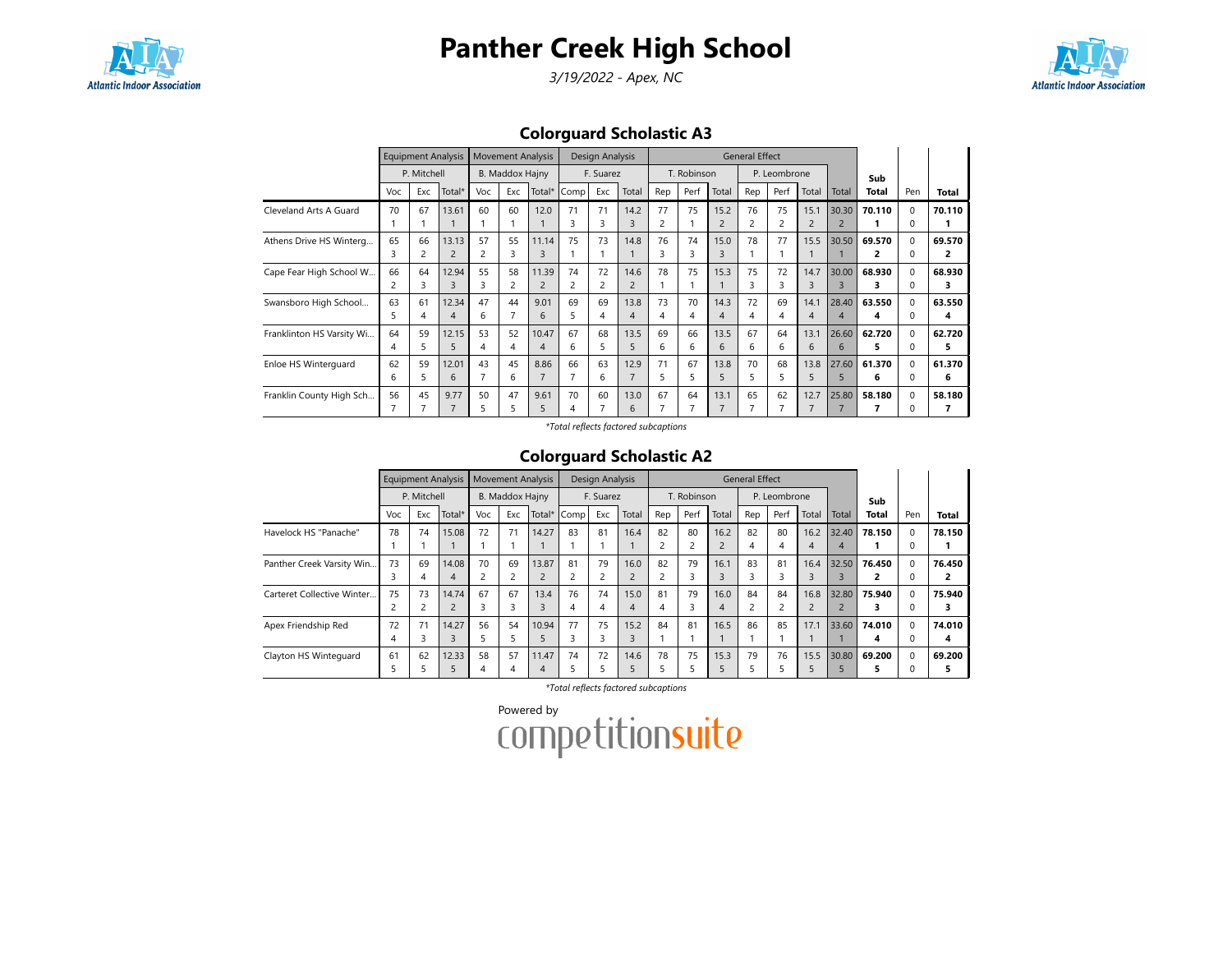# Panther Creek High School

*3/19/2022 - Apex, NC*

## Colorguard Scholastic A3

| | Equipment Analysis | | | Movement Analysis | | | Design Analysis | | | General Effect | | | | | | | | | | | |
|---|---|---|---|---|---|---|---|---|---|---|---|---|---|---|---|---|---|---|---|---|---|
| | P. Mitchell | | | B. Maddox Hajny | | | F. Suarez | | | T. Robinson | | | P. Leombrone | | | | | | | | |
| | Voc | Exc | Total* | Voc | Exc | Total* | Comp | Exc | Total | Rep | Perf | Total | Rep | Perf | Total | Total | Sub Total | Pen | Total |
| Cleveland Arts A Guard | 70<br>1 | 67<br>1 | 13.61<br>1 | 60<br>1 | 60<br>1 | 12.0<br>1 | 71<br>3 | 71<br>3 | 14.2<br>3 | 77<br>2 | 75<br>1 | 15.2<br>2 | 76<br>2 | 75<br>2 | 15.1<br>2 | 30.30<br>2 | 70.110<br>1 | 0<br>0 | 70.110<br>1 |
| Athens Drive HS Winterg... | 65<br>3 | 66<br>2 | 13.13<br>2 | 57<br>2 | 55<br>3 | 11.14<br>3 | 75<br>1 | 73<br>1 | 14.8<br>1 | 76<br>3 | 74<br>3 | 15.0<br>3 | 78<br>1 | 77<br>1 | 15.5<br>1 | 30.50<br>1 | 69.570<br>2 | 0<br>0 | 69.570<br>2 |
| Cape Fear High School W... | 66<br>2 | 64<br>3 | 12.94<br>3 | 55<br>3 | 58<br>2 | 11.39<br>2 | 74<br>2 | 72<br>2 | 14.6<br>2 | 78<br>1 | 75<br>1 | 15.3<br>1 | 75<br>3 | 72<br>3 | 14.7<br>3 | 30.00<br>3 | 68.930<br>3 | 0<br>0 | 68.930<br>3 |
| Swansboro High School... | 63<br>5 | 61<br>4 | 12.34<br>4 | 47<br>6 | 44<br>7 | 9.01<br>6 | 69<br>5 | 69<br>4 | 13.8<br>4 | 73<br>4 | 70<br>4 | 14.3<br>4 | 72<br>4 | 69<br>4 | 14.1<br>4 | 28.40<br>4 | 63.550<br>4 | 0<br>0 | 63.550<br>4 |
| Franklinton HS Varsity Wi... | 64<br>4 | 59<br>5 | 12.15<br>5 | 53<br>4 | 52<br>4 | 10.47<br>4 | 67<br>6 | 68<br>5 | 13.5<br>5 | 69<br>6 | 66<br>6 | 13.5<br>6 | 67<br>6 | 64<br>6 | 13.1<br>6 | 26.60<br>6 | 62.720<br>5 | 0<br>0 | 62.720<br>5 |
| Enloe HS Winterguard | 62<br>6 | 59<br>5 | 12.01<br>6 | 43<br>7 | 45<br>6 | 8.86<br>7 | 66<br>7 | 63<br>6 | 12.9<br>7 | 71<br>5 | 67<br>5 | 13.8<br>5 | 70<br>5 | 68<br>5 | 13.8<br>5 | 27.60<br>5 | 61.370<br>6 | 0<br>0 | 61.370<br>6 |
| Franklin County High Sch... | 56<br>7 | 45<br>7 | 9.77<br>7 | 50<br>5 | 47<br>5 | 9.61<br>5 | 70<br>4 | 60<br>7 | 13.0<br>6 | 67<br>7 | 64<br>7 | 13.1<br>7 | 65<br>7 | 62<br>7 | 12.7<br>7 | 25.80<br>7 | 58.180<br>7 | 0<br>0 | 58.180<br>7 |

*\*Total reflects factored subcaptions*

## Colorguard Scholastic A2

| | Equipment Analysis | | | Movement Analysis | | | Design Analysis | | | General Effect | | | | | | | | | | | |
|---|---|---|---|---|---|---|---|---|---|---|---|---|---|---|---|---|---|---|---|---|---|
| | P. Mitchell | | | B. Maddox Hajny | | | F. Suarez | | | T. Robinson | | | P. Leombrone | | | | | | | | |
| | Voc | Exc | Total* | Voc | Exc | Total* | Comp | Exc | Total | Rep | Perf | Total | Rep | Perf | Total | Total | Sub Total | Pen | Total |
| Havelock HS "Panache" | 78<br>1 | 74<br>1 | 15.08<br>1 | 72<br>1 | 71<br>1 | 14.27<br>1 | 83<br>1 | 81<br>1 | 16.4<br>1 | 82<br>2 | 80<br>2 | 16.2<br>2 | 82<br>4 | 80<br>4 | 16.2<br>4 | 32.40<br>4 | 78.150<br>1 | 0<br>0 | 78.150<br>1 |
| Panther Creek Varsity Win... | 73<br>3 | 69<br>4 | 14.08<br>4 | 70<br>2 | 69<br>2 | 13.87<br>2 | 81<br>2 | 79<br>2 | 16.0<br>2 | 82<br>2 | 79<br>3 | 16.1<br>3 | 83<br>3 | 81<br>3 | 16.4<br>3 | 32.50<br>3 | 76.450<br>2 | 0<br>0 | 76.450<br>2 |
| Carteret Collective Winter... | 75<br>2 | 73<br>2 | 14.74<br>2 | 67<br>3 | 67<br>3 | 13.4<br>3 | 76<br>4 | 74<br>4 | 15.0<br>4 | 81<br>4 | 79<br>3 | 16.0<br>4 | 84<br>2 | 84<br>2 | 16.8<br>2 | 32.80<br>2 | 75.940<br>3 | 0<br>0 | 75.940<br>3 |
| Apex Friendship Red | 72<br>4 | 71<br>3 | 14.27<br>3 | 56<br>5 | 54<br>5 | 10.94<br>5 | 77<br>3 | 75<br>3 | 15.2<br>3 | 84<br>1 | 81<br>1 | 16.5<br>1 | 86<br>1 | 85<br>1 | 17.1<br>1 | 33.60<br>1 | 74.010<br>4 | 0<br>0 | 74.010<br>4 |
| Clayton HS Winteguard | 61<br>5 | 62<br>5 | 12.33<br>5 | 58<br>4 | 57<br>4 | 11.47<br>4 | 74<br>5 | 72<br>5 | 14.6<br>5 | 78<br>5 | 75<br>5 | 15.3<br>5 | 79<br>5 | 76<br>5 | 15.5<br>5 | 30.80<br>5 | 69.200<br>5 | 0<br>0 | 69.200<br>5 |

*\*Total reflects factored subcaptions*

Powered by competitionsuite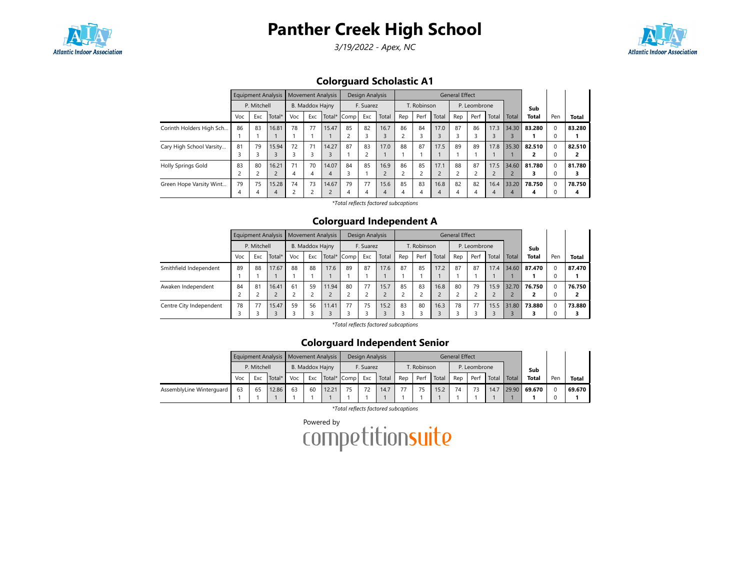# Panther Creek High School

*3/19/2022 - Apex, NC*

## Colorguard Scholastic A1

| | Equipment Analysis | | | Movement Analysis | | | Design Analysis | | | General Effect | | | | | | | Sub Total | Pen | Total |
|---|---|---|---|---|---|---|---|---|---|---|---|---|---|---|---|---|---|---|---|
| | P. Mitchell | | | B. Maddox Hajny | | | F. Suarez | | | T. Robinson | | | P. Leombrone | | | | | | |
| | Voc | Exc | Total* | Voc | Exc | Total* | Comp | Exc | Total | Rep | Perf | Total | Rep | Perf | Total | Total | | | |
| Corinth Holders High Sch... | 86<br>1 | 83<br>1 | 16.81<br>1 | 78<br>1 | 77<br>1 | 15.47<br>1 | 85<br>2 | 82<br>3 | 16.7<br>3 | 86<br>2 | 84<br>3 | 17.0<br>3 | 87<br>3 | 86<br>3 | 17.3<br>3 | 34.30<br>3 | 83.280<br>1 | 0<br>0 | 83.280<br>1 |
| Cary High School Varsity... | 81<br>3 | 79<br>3 | 15.94<br>3 | 72<br>3 | 71<br>3 | 14.27<br>3 | 87<br>1 | 83<br>2 | 17.0<br>1 | 88<br>1 | 87<br>1 | 17.5<br>1 | 89<br>1 | 89<br>1 | 17.8<br>1 | 35.30<br>1 | 82.510<br>2 | 0<br>0 | 82.510<br>2 |
| Holly Springs Gold | 83<br>2 | 80<br>2 | 16.21<br>2 | 71<br>4 | 70<br>4 | 14.07<br>4 | 84<br>3 | 85<br>1 | 16.9<br>2 | 86<br>2 | 85<br>2 | 17.1<br>2 | 88<br>2 | 87<br>2 | 17.5<br>2 | 34.60<br>2 | 81.780<br>3 | 0<br>0 | 81.780<br>3 |
| Green Hope Varsity Wint... | 79<br>4 | 75<br>4 | 15.28<br>4 | 74<br>2 | 73<br>2 | 14.67<br>2 | 79<br>4 | 77<br>4 | 15.6<br>4 | 85<br>4 | 83<br>4 | 16.8<br>4 | 82<br>4 | 82<br>4 | 16.4<br>4 | 33.20<br>4 | 78.750<br>4 | 0<br>0 | 78.750<br>4 |

*Total reflects factored subcaptions

## Colorguard Independent A

| | Equipment Analysis | | | Movement Analysis | | | Design Analysis | | | General Effect | | | | | | | Sub Total | Pen | Total |
|---|---|---|---|---|---|---|---|---|---|---|---|---|---|---|---|---|---|---|---|
| | P. Mitchell | | | B. Maddox Hajny | | | F. Suarez | | | T. Robinson | | | P. Leombrone | | | | | | |
| | Voc | Exc | Total* | Voc | Exc | Total* | Comp | Exc | Total | Rep | Perf | Total | Rep | Perf | Total | Total | | | |
| Smithfield Independent | 89<br>1 | 88<br>1 | 17.67<br>1 | 88<br>1 | 88<br>1 | 17.6<br>1 | 89<br>1 | 87<br>1 | 17.6<br>1 | 87<br>1 | 85<br>1 | 17.2<br>1 | 87<br>1 | 87<br>1 | 17.4<br>1 | 34.60<br>1 | 87.470<br>1 | 0<br>0 | 87.470<br>1 |
| Awaken Independent | 84<br>2 | 81<br>2 | 16.41<br>2 | 61<br>2 | 59<br>2 | 11.94<br>2 | 80<br>2 | 77<br>2 | 15.7<br>2 | 85<br>2 | 83<br>2 | 16.8<br>2 | 80<br>2 | 79<br>2 | 15.9<br>2 | 32.70<br>2 | 76.750<br>2 | 0<br>0 | 76.750<br>2 |
| Centre City Independent | 78<br>3 | 77<br>3 | 15.47<br>3 | 59<br>3 | 56<br>3 | 11.41<br>3 | 77<br>3 | 75<br>3 | 15.2<br>3 | 83<br>3 | 80<br>3 | 16.3<br>3 | 78<br>3 | 77<br>3 | 15.5<br>3 | 31.80<br>3 | 73.880<br>3 | 0<br>0 | 73.880<br>3 |

*Total reflects factored subcaptions

## Colorguard Independent Senior

| | Equipment Analysis | | | Movement Analysis | | | Design Analysis | | | General Effect | | | | | | | Sub Total | Pen | Total |
|---|---|---|---|---|---|---|---|---|---|---|---|---|---|---|---|---|---|---|---|
| | P. Mitchell | | | B. Maddox Hajny | | | F. Suarez | | | T. Robinson | | | P. Leombrone | | | | | | |
| | Voc | Exc | Total* | Voc | Exc | Total* | Comp | Exc | Total | Rep | Perf | Total | Rep | Perf | Total | Total | | | |
| AssemblyLine Winterguard | 63<br>1 | 65<br>1 | 12.86<br>1 | 63<br>1 | 60<br>1 | 12.21<br>1 | 75<br>1 | 72<br>1 | 14.7<br>1 | 77<br>1 | 75<br>1 | 15.2<br>1 | 74<br>1 | 73<br>1 | 14.7<br>1 | 29.90<br>1 | 69.670<br>1 | 0<br>0 | 69.670<br>1 |

*Total reflects factored subcaptions

Powered by competitionsuite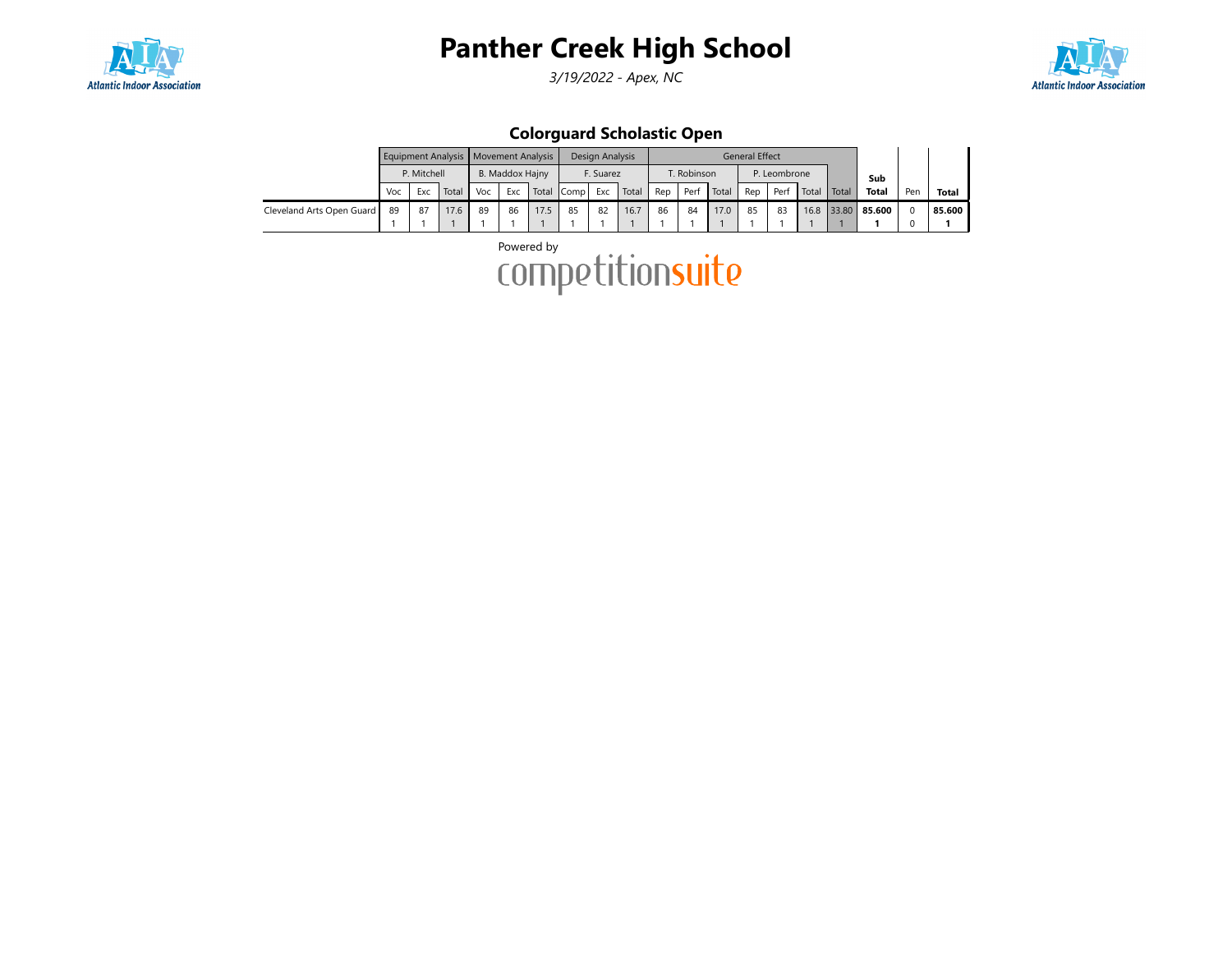# Panther Creek High School

*3/19/2022 - Apex, NC*

### Colorguard Scholastic Open

| | Equipment Analysis | | | Movement Analysis | | | Design Analysis | | | General Effect | | | | | | | | | |
|---|---|---|---|---|---|---|---|---|---|---|---|---|---|---|---|---|---|---|---|
| | P. Mitchell | | | B. Maddox Hajny | | | F. Suarez | | | T. Robinson | | | P. Leombrone | | | | Sub | | |
| | Voc | Exc | Total | Voc | Exc | Total | Comp | Exc | Total | Rep | Perf | Total | Rep | Perf | Total | Total | **Total** | Pen | **Total** |
| Cleveland Arts Open Guard | 89<br>1 | 87<br>1 | 17.6<br>1 | 89<br>1 | 86<br>1 | 17.5<br>1 | 85<br>1 | 82<br>1 | 16.7<br>1 | 86<br>1 | 84<br>1 | 17.0<br>1 | 85<br>1 | 83<br>1 | 16.8<br>1 | 33.80<br>1 | **85.600**<br>**1** | 0<br>0 | **85.600**<br>**1** |

Powered by competitionsuite